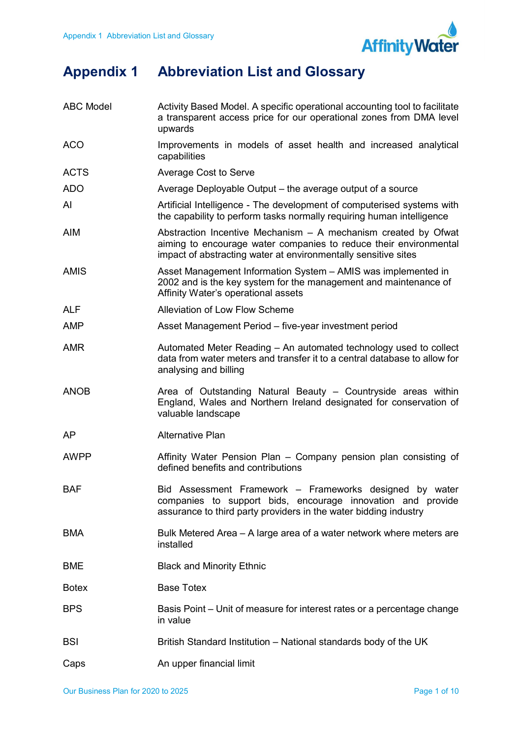# Appendix 1 Abbreviation List and Glossary

| | |
|---|---|
| ABC Model | Activity Based Model. A specific operational accounting tool to facilitate a transparent access price for our operational zones from DMA level upwards |
| ACO | Improvements in models of asset health and increased analytical capabilities |
| ACTS | Average Cost to Serve |
| ADO | Average Deployable Output – the average output of a source |
| AI | Artificial Intelligence - The development of computerised systems with the capability to perform tasks normally requiring human intelligence |
| AIM | Abstraction Incentive Mechanism – A mechanism created by Ofwat aiming to encourage water companies to reduce their environmental impact of abstracting water at environmentally sensitive sites |
| AMIS | Asset Management Information System – AMIS was implemented in 2002 and is the key system for the management and maintenance of Affinity Water's operational assets |
| ALF | Alleviation of Low Flow Scheme |
| AMP | Asset Management Period – five-year investment period |
| AMR | Automated Meter Reading – An automated technology used to collect data from water meters and transfer it to a central database to allow for analysing and billing |
| ANOB | Area of Outstanding Natural Beauty – Countryside areas within England, Wales and Northern Ireland designated for conservation of valuable landscape |
| AP | Alternative Plan |
| AWPP | Affinity Water Pension Plan – Company pension plan consisting of defined benefits and contributions |
| BAF | Bid Assessment Framework – Frameworks designed by water companies to support bids, encourage innovation and provide assurance to third party providers in the water bidding industry |
| BMA | Bulk Metered Area – A large area of a water network where meters are installed |
| BME | Black and Minority Ethnic |
| Botex | Base Totex |
| BPS | Basis Point – Unit of measure for interest rates or a percentage change in value |
| BSI | British Standard Institution – National standards body of the UK |
| Caps | An upper financial limit |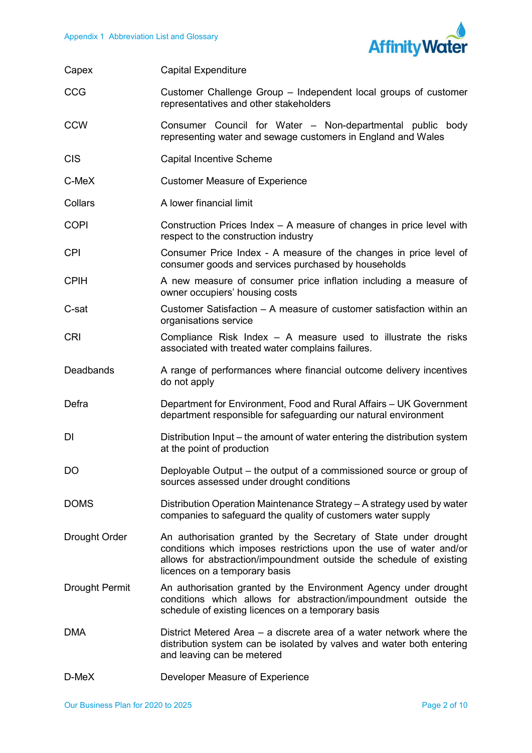| | |
|---|---|
| Capex | Capital Expenditure |
| CCG | Customer Challenge Group – Independent local groups of customer representatives and other stakeholders |
| CCW | Consumer Council for Water – Non-departmental public body representing water and sewage customers in England and Wales |
| CIS | Capital Incentive Scheme |
| C-MeX | Customer Measure of Experience |
| Collars | A lower financial limit |
| COPI | Construction Prices Index – A measure of changes in price level with respect to the construction industry |
| CPI | Consumer Price Index - A measure of the changes in price level of consumer goods and services purchased by households |
| CPIH | A new measure of consumer price inflation including a measure of owner occupiers' housing costs |
| C-sat | Customer Satisfaction – A measure of customer satisfaction within an organisations service |
| CRI | Compliance Risk Index – A measure used to illustrate the risks associated with treated water complains failures. |
| Deadbands | A range of performances where financial outcome delivery incentives do not apply |
| Defra | Department for Environment, Food and Rural Affairs – UK Government department responsible for safeguarding our natural environment |
| DI | Distribution Input – the amount of water entering the distribution system at the point of production |
| DO | Deployable Output – the output of a commissioned source or group of sources assessed under drought conditions |
| DOMS | Distribution Operation Maintenance Strategy – A strategy used by water companies to safeguard the quality of customers water supply |
| Drought Order | An authorisation granted by the Secretary of State under drought conditions which imposes restrictions upon the use of water and/or allows for abstraction/impoundment outside the schedule of existing licences on a temporary basis |
| Drought Permit | An authorisation granted by the Environment Agency under drought conditions which allows for abstraction/impoundment outside the schedule of existing licences on a temporary basis |
| DMA | District Metered Area – a discrete area of a water network where the distribution system can be isolated by valves and water both entering and leaving can be metered |
| D-MeX | Developer Measure of Experience |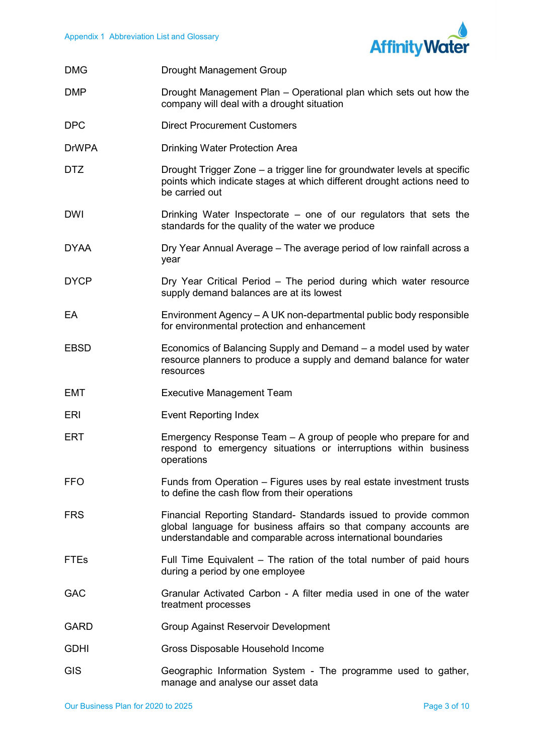| | |
|---|---|
| DMG | Drought Management Group |
| DMP | Drought Management Plan – Operational plan which sets out how the company will deal with a drought situation |
| DPC | Direct Procurement Customers |
| DrWPA | Drinking Water Protection Area |
| DTZ | Drought Trigger Zone – a trigger line for groundwater levels at specific points which indicate stages at which different drought actions need to be carried out |
| DWI | Drinking Water Inspectorate – one of our regulators that sets the standards for the quality of the water we produce |
| DYAA | Dry Year Annual Average – The average period of low rainfall across a year |
| DYCP | Dry Year Critical Period – The period during which water resource supply demand balances are at its lowest |
| EA | Environment Agency – A UK non-departmental public body responsible for environmental protection and enhancement |
| EBSD | Economics of Balancing Supply and Demand – a model used by water resource planners to produce a supply and demand balance for water resources |
| EMT | Executive Management Team |
| ERI | Event Reporting Index |
| ERT | Emergency Response Team – A group of people who prepare for and respond to emergency situations or interruptions within business operations |
| FFO | Funds from Operation – Figures uses by real estate investment trusts to define the cash flow from their operations |
| FRS | Financial Reporting Standard- Standards issued to provide common global language for business affairs so that company accounts are understandable and comparable across international boundaries |
| FTEs | Full Time Equivalent – The ration of the total number of paid hours during a period by one employee |
| GAC | Granular Activated Carbon - A filter media used in one of the water treatment processes |
| GARD | Group Against Reservoir Development |
| GDHI | Gross Disposable Household Income |
| GIS | Geographic Information System - The programme used to gather, manage and analyse our asset data |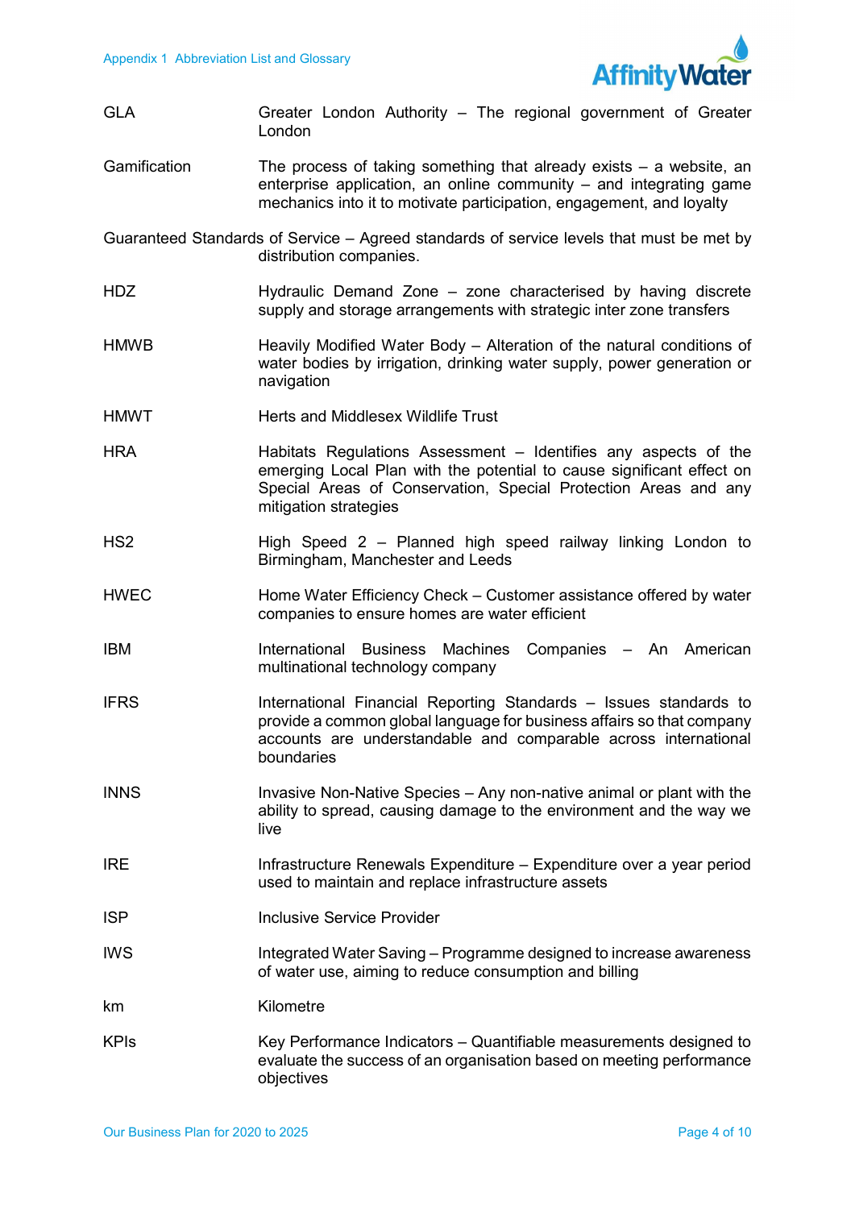| | |
|---|---|
| GLA | Greater London Authority – The regional government of Greater London |
| Gamification | The process of taking something that already exists – a website, an enterprise application, an online community – and integrating game mechanics into it to motivate participation, engagement, and loyalty |
| Guaranteed Standards of Service | Agreed standards of service levels that must be met by distribution companies. |
| HDZ | Hydraulic Demand Zone – zone characterised by having discrete supply and storage arrangements with strategic inter zone transfers |
| HMWB | Heavily Modified Water Body – Alteration of the natural conditions of water bodies by irrigation, drinking water supply, power generation or navigation |
| HMWT | Herts and Middlesex Wildlife Trust |
| HRA | Habitats Regulations Assessment – Identifies any aspects of the emerging Local Plan with the potential to cause significant effect on Special Areas of Conservation, Special Protection Areas and any mitigation strategies |
| HS2 | High Speed 2 – Planned high speed railway linking London to Birmingham, Manchester and Leeds |
| HWEC | Home Water Efficiency Check – Customer assistance offered by water companies to ensure homes are water efficient |
| IBM | International Business Machines Companies – An American multinational technology company |
| IFRS | International Financial Reporting Standards – Issues standards to provide a common global language for business affairs so that company accounts are understandable and comparable across international boundaries |
| INNS | Invasive Non-Native Species – Any non-native animal or plant with the ability to spread, causing damage to the environment and the way we live |
| IRE | Infrastructure Renewals Expenditure – Expenditure over a year period used to maintain and replace infrastructure assets |
| ISP | Inclusive Service Provider |
| IWS | Integrated Water Saving – Programme designed to increase awareness of water use, aiming to reduce consumption and billing |
| km | Kilometre |
| KPIs | Key Performance Indicators – Quantifiable measurements designed to evaluate the success of an organisation based on meeting performance objectives |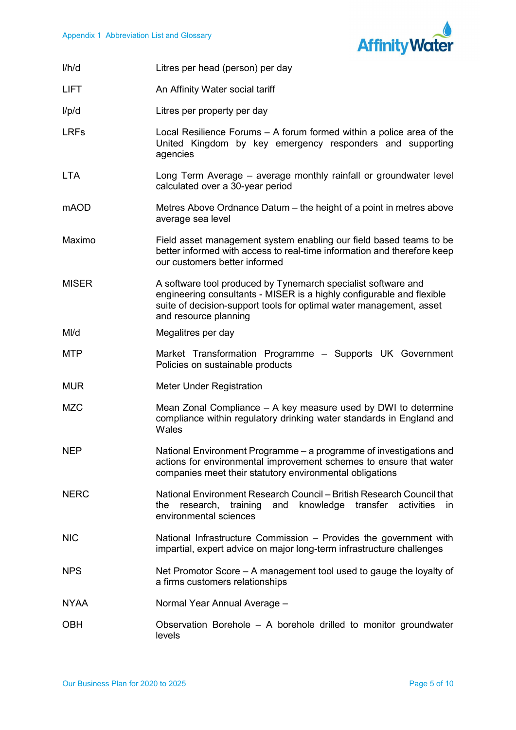| | |
|---|---|
| l/h/d | Litres per head (person) per day |
| LIFT | An Affinity Water social tariff |
| l/p/d | Litres per property per day |
| LRFs | Local Resilience Forums – A forum formed within a police area of the United Kingdom by key emergency responders and supporting agencies |
| LTA | Long Term Average – average monthly rainfall or groundwater level calculated over a 30-year period |
| mAOD | Metres Above Ordnance Datum – the height of a point in metres above average sea level |
| Maximo | Field asset management system enabling our field based teams to be better informed with access to real-time information and therefore keep our customers better informed |
| MISER | A software tool produced by Tynemarch specialist software and engineering consultants - MISER is a highly configurable and flexible suite of decision-support tools for optimal water management, asset and resource planning |
| Ml/d | Megalitres per day |
| MTP | Market Transformation Programme – Supports UK Government Policies on sustainable products |
| MUR | Meter Under Registration |
| MZC | Mean Zonal Compliance – A key measure used by DWI to determine compliance within regulatory drinking water standards in England and Wales |
| NEP | National Environment Programme – a programme of investigations and actions for environmental improvement schemes to ensure that water companies meet their statutory environmental obligations |
| NERC | National Environment Research Council – British Research Council that the research, training and knowledge transfer activities in environmental sciences |
| NIC | National Infrastructure Commission – Provides the government with impartial, expert advice on major long-term infrastructure challenges |
| NPS | Net Promotor Score – A management tool used to gauge the loyalty of a firms customers relationships |
| NYAA | Normal Year Annual Average – |
| OBH | Observation Borehole – A borehole drilled to monitor groundwater levels |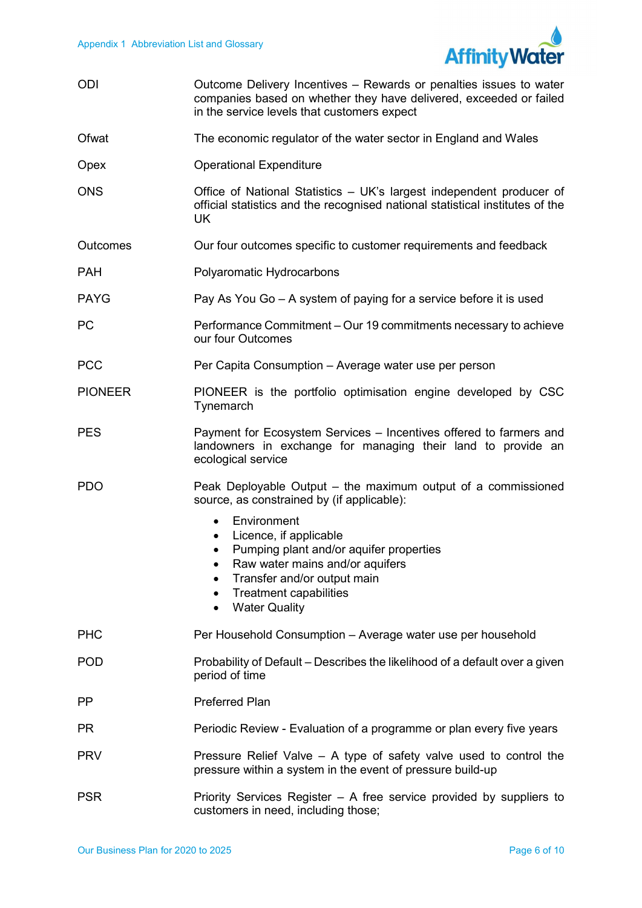| | |
|---|---|
| ODI | Outcome Delivery Incentives – Rewards or penalties issues to water companies based on whether they have delivered, exceeded or failed in the service levels that customers expect |
| Ofwat | The economic regulator of the water sector in England and Wales |
| Opex | Operational Expenditure |
| ONS | Office of National Statistics – UK's largest independent producer of official statistics and the recognised national statistical institutes of the UK |
| Outcomes | Our four outcomes specific to customer requirements and feedback |
| PAH | Polyaromatic Hydrocarbons |
| PAYG | Pay As You Go – A system of paying for a service before it is used |
| PC | Performance Commitment – Our 19 commitments necessary to achieve our four Outcomes |
| PCC | Per Capita Consumption – Average water use per person |
| PIONEER | PIONEER is the portfolio optimisation engine developed by CSC Tynemarch |
| PES | Payment for Ecosystem Services – Incentives offered to farmers and landowners in exchange for managing their land to provide an ecological service |
| PDO | Peak Deployable Output – the maximum output of a commissioned source, as constrained by (if applicable):<br>• Environment<br>• Licence, if applicable<br>• Pumping plant and/or aquifer properties<br>• Raw water mains and/or aquifers<br>• Transfer and/or output main<br>• Treatment capabilities<br>• Water Quality |
| PHC | Per Household Consumption – Average water use per household |
| POD | Probability of Default – Describes the likelihood of a default over a given period of time |
| PP | Preferred Plan |
| PR | Periodic Review - Evaluation of a programme or plan every five years |
| PRV | Pressure Relief Valve – A type of safety valve used to control the pressure within a system in the event of pressure build-up |
| PSR | Priority Services Register – A free service provided by suppliers to customers in need, including those; |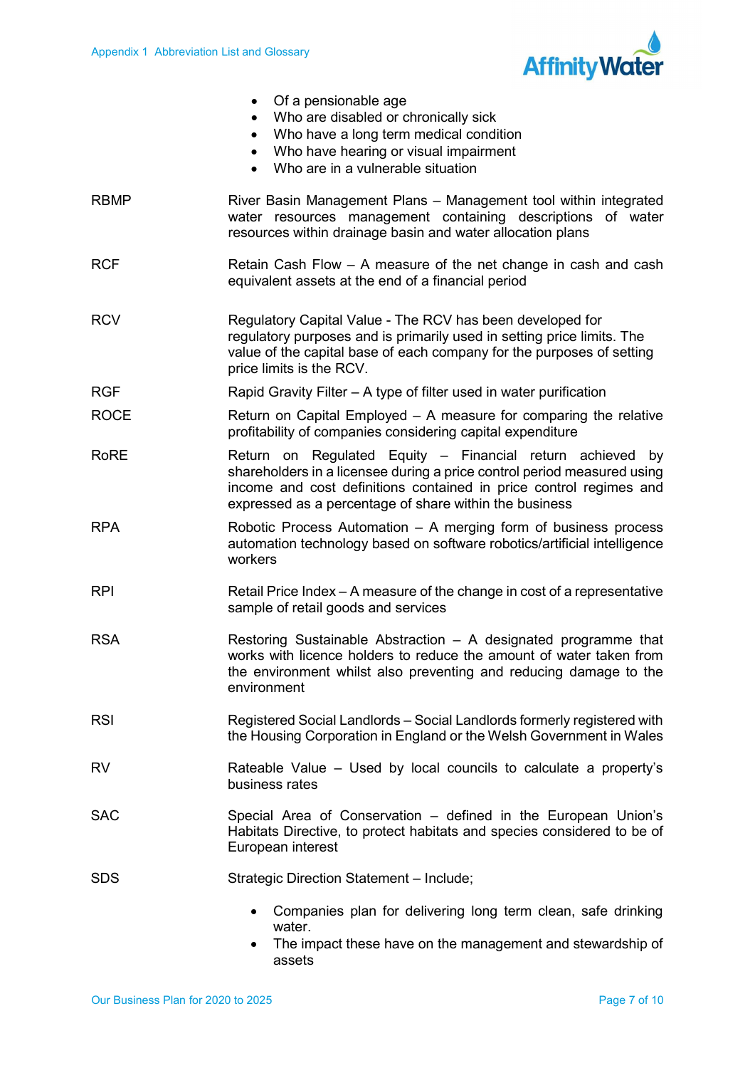- Of a pensionable age
- Who are disabled or chronically sick
- Who have a long term medical condition
- Who have hearing or visual impairment
- Who are in a vulnerable situation

| | |
|---|---|
| RBMP | River Basin Management Plans – Management tool within integrated water resources management containing descriptions of water resources within drainage basin and water allocation plans |
| RCF | Retain Cash Flow – A measure of the net change in cash and cash equivalent assets at the end of a financial period |
| RCV | Regulatory Capital Value - The RCV has been developed for regulatory purposes and is primarily used in setting price limits. The value of the capital base of each company for the purposes of setting price limits is the RCV. |
| RGF | Rapid Gravity Filter – A type of filter used in water purification |
| ROCE | Return on Capital Employed – A measure for comparing the relative profitability of companies considering capital expenditure |
| RoRE | Return on Regulated Equity – Financial return achieved by shareholders in a licensee during a price control period measured using income and cost definitions contained in price control regimes and expressed as a percentage of share within the business |
| RPA | Robotic Process Automation – A merging form of business process automation technology based on software robotics/artificial intelligence workers |
| RPI | Retail Price Index – A measure of the change in cost of a representative sample of retail goods and services |
| RSA | Restoring Sustainable Abstraction – A designated programme that works with licence holders to reduce the amount of water taken from the environment whilst also preventing and reducing damage to the environment |
| RSl | Registered Social Landlords – Social Landlords formerly registered with the Housing Corporation in England or the Welsh Government in Wales |
| RV | Rateable Value – Used by local councils to calculate a property's business rates |
| SAC | Special Area of Conservation – defined in the European Union's Habitats Directive, to protect habitats and species considered to be of European interest |
| SDS | Strategic Direction Statement – Include;<br>• Companies plan for delivering long term clean, safe drinking water.<br>• The impact these have on the management and stewardship of assets |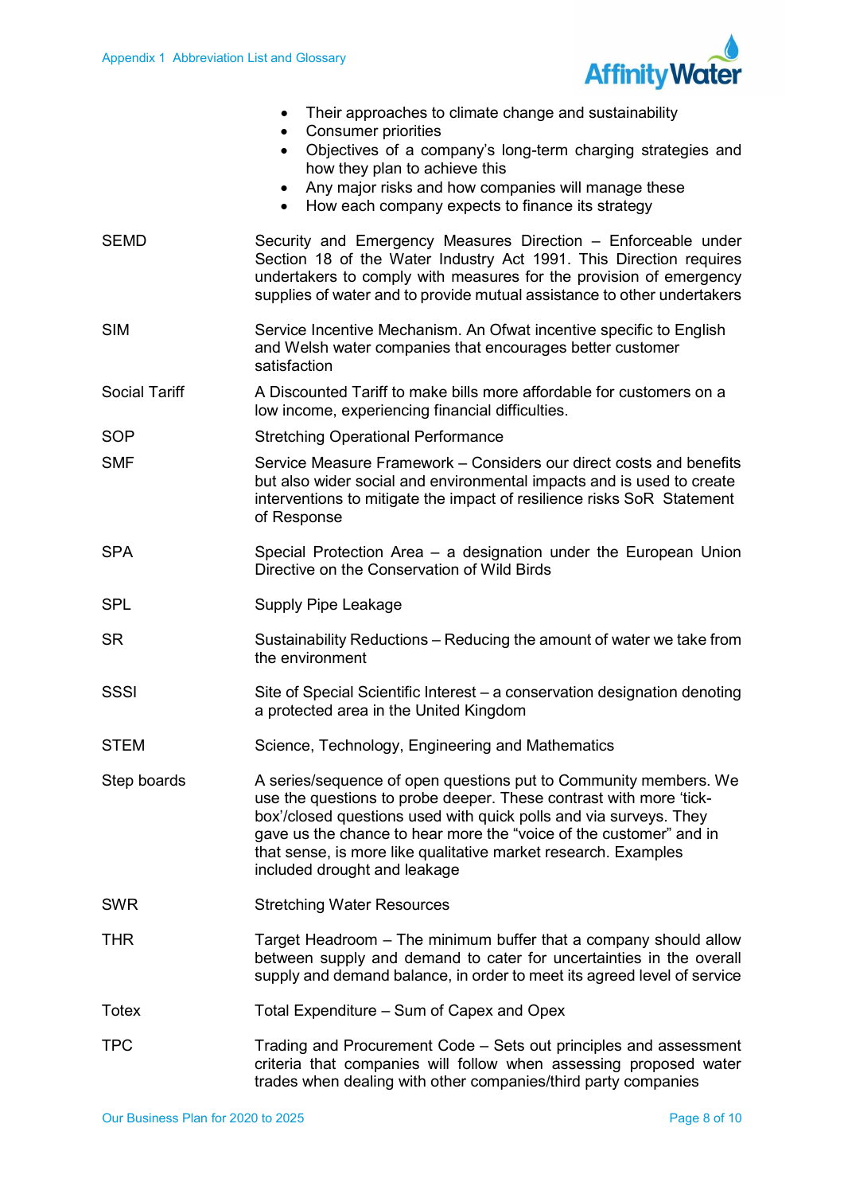- Their approaches to climate change and sustainability
- Consumer priorities
- Objectives of a company's long-term charging strategies and how they plan to achieve this
- Any major risks and how companies will manage these
- How each company expects to finance its strategy

| | |
|---|---|
| SEMD | Security and Emergency Measures Direction – Enforceable under Section 18 of the Water Industry Act 1991. This Direction requires undertakers to comply with measures for the provision of emergency supplies of water and to provide mutual assistance to other undertakers |
| SIM | Service Incentive Mechanism. An Ofwat incentive specific to English and Welsh water companies that encourages better customer satisfaction |
| Social Tariff | A Discounted Tariff to make bills more affordable for customers on a low income, experiencing financial difficulties. |
| SOP | Stretching Operational Performance |
| SMF | Service Measure Framework – Considers our direct costs and benefits but also wider social and environmental impacts and is used to create interventions to mitigate the impact of resilience risks SoR Statement of Response |
| SPA | Special Protection Area – a designation under the European Union Directive on the Conservation of Wild Birds |
| SPL | Supply Pipe Leakage |
| SR | Sustainability Reductions – Reducing the amount of water we take from the environment |
| SSSI | Site of Special Scientific Interest – a conservation designation denoting a protected area in the United Kingdom |
| STEM | Science, Technology, Engineering and Mathematics |
| Step boards | A series/sequence of open questions put to Community members. We use the questions to probe deeper. These contrast with more 'tick-box'/closed questions used with quick polls and via surveys. They gave us the chance to hear more the "voice of the customer" and in that sense, is more like qualitative market research. Examples included drought and leakage |
| SWR | Stretching Water Resources |
| THR | Target Headroom – The minimum buffer that a company should allow between supply and demand to cater for uncertainties in the overall supply and demand balance, in order to meet its agreed level of service |
| Totex | Total Expenditure – Sum of Capex and Opex |
| TPC | Trading and Procurement Code – Sets out principles and assessment criteria that companies will follow when assessing proposed water trades when dealing with other companies/third party companies |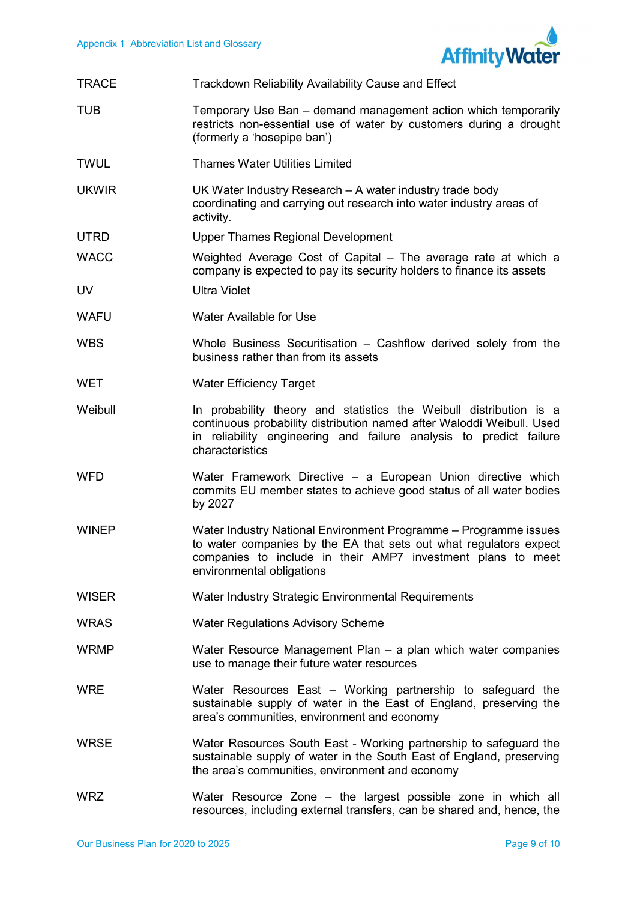| | |
|---|---|
| TRACE | Trackdown Reliability Availability Cause and Effect |
| TUB | Temporary Use Ban – demand management action which temporarily restricts non-essential use of water by customers during a drought (formerly a 'hosepipe ban') |
| TWUL | Thames Water Utilities Limited |
| UKWIR | UK Water Industry Research – A water industry trade body coordinating and carrying out research into water industry areas of activity. |
| UTRD | Upper Thames Regional Development |
| WACC | Weighted Average Cost of Capital – The average rate at which a company is expected to pay its security holders to finance its assets |
| UV | Ultra Violet |
| WAFU | Water Available for Use |
| WBS | Whole Business Securitisation – Cashflow derived solely from the business rather than from its assets |
| WET | Water Efficiency Target |
| Weibull | In probability theory and statistics the Weibull distribution is a continuous probability distribution named after Waloddi Weibull. Used in reliability engineering and failure analysis to predict failure characteristics |
| WFD | Water Framework Directive – a European Union directive which commits EU member states to achieve good status of all water bodies by 2027 |
| WINEP | Water Industry National Environment Programme – Programme issues to water companies by the EA that sets out what regulators expect companies to include in their AMP7 investment plans to meet environmental obligations |
| WISER | Water Industry Strategic Environmental Requirements |
| WRAS | Water Regulations Advisory Scheme |
| WRMP | Water Resource Management Plan – a plan which water companies use to manage their future water resources |
| WRE | Water Resources East – Working partnership to safeguard the sustainable supply of water in the East of England, preserving the area's communities, environment and economy |
| WRSE | Water Resources South East - Working partnership to safeguard the sustainable supply of water in the South East of England, preserving the area's communities, environment and economy |
| WRZ | Water Resource Zone – the largest possible zone in which all resources, including external transfers, can be shared and, hence, the |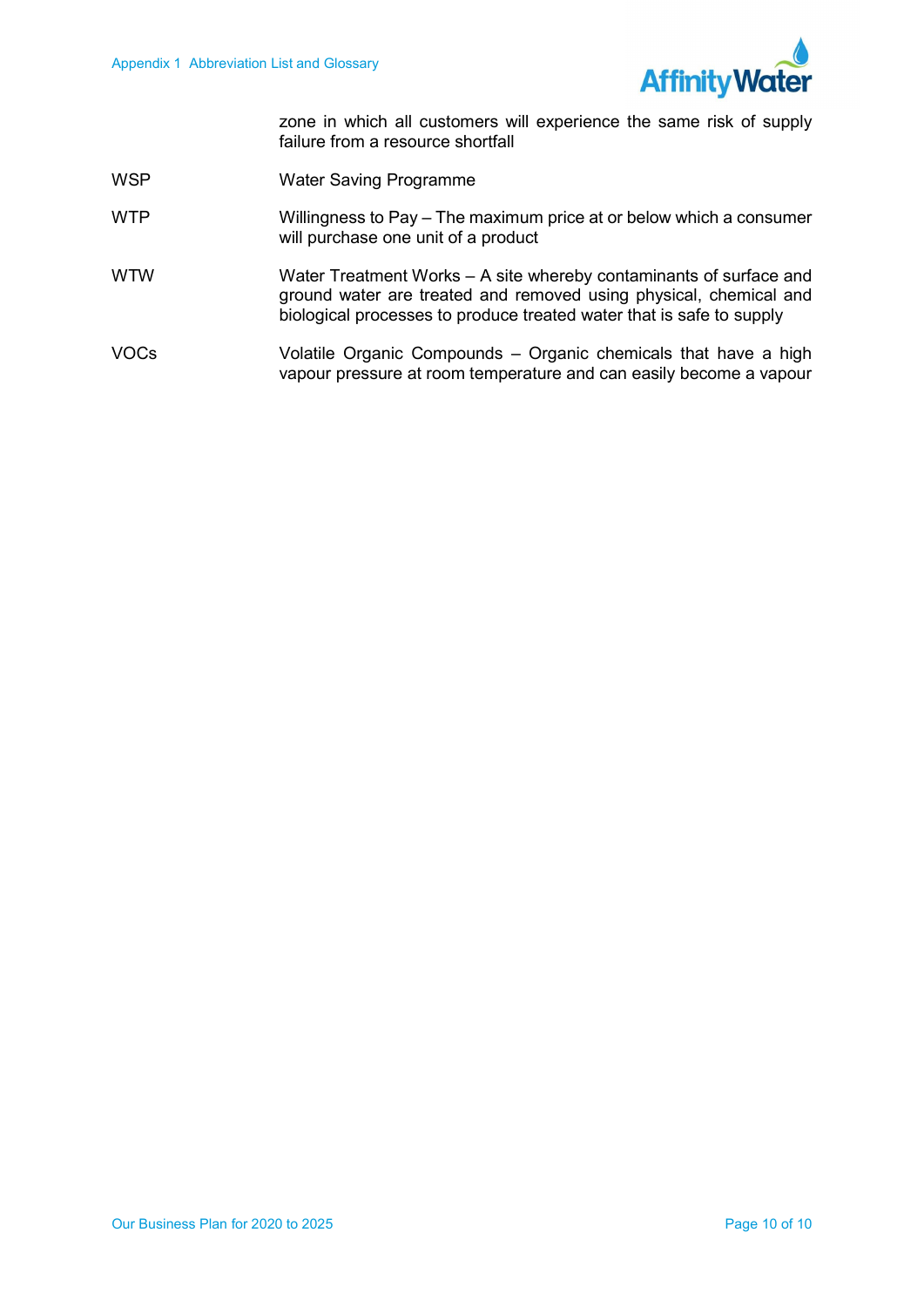| | |
|---|---|
| | zone in which all customers will experience the same risk of supply failure from a resource shortfall |
| WSP | Water Saving Programme |
| WTP | Willingness to Pay – The maximum price at or below which a consumer will purchase one unit of a product |
| WTW | Water Treatment Works – A site whereby contaminants of surface and ground water are treated and removed using physical, chemical and biological processes to produce treated water that is safe to supply |
| VOCs | Volatile Organic Compounds – Organic chemicals that have a high vapour pressure at room temperature and can easily become a vapour |